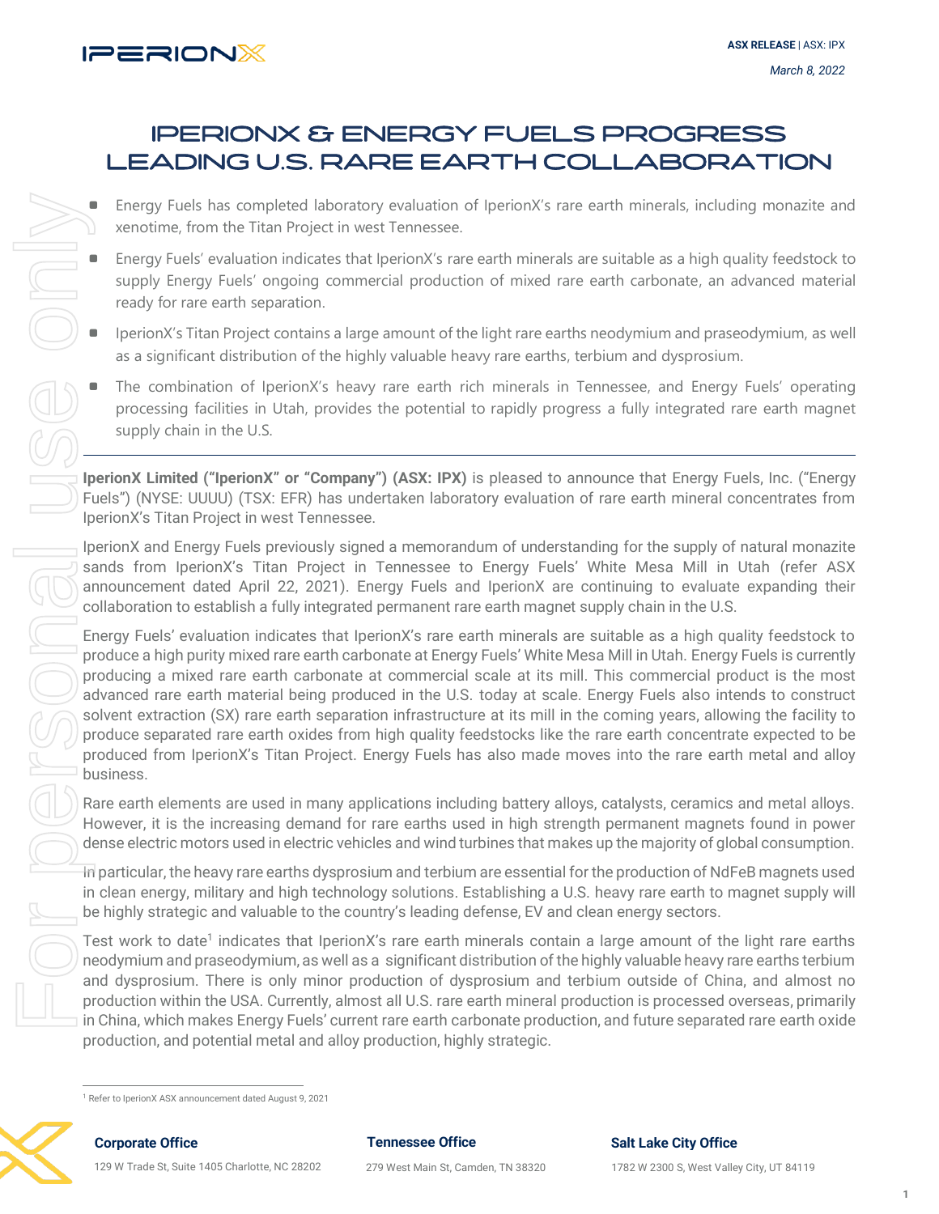ASX RELEASE | ASX: IPX

*March 8, 2022*

# IPERIONX & ENERGY FUELS PROGRESS LEADING U.S. RARE EARTH COLLABORATION

- Energy Fuels has completed laboratory evaluation of IperionX's rare earth minerals, including monazite and xenotime, from the Titan Project in west Tennessee.
- Energy Fuels' evaluation indicates that IperionX's rare earth minerals are suitable as a high quality feedstock to supply Energy Fuels' ongoing commercial production of mixed rare earth carbonate, an advanced material ready for rare earth separation.
- IperionX's Titan Project contains a large amount of the light rare earths neodymium and praseodymium, as well as a significant distribution of the highly valuable heavy rare earths, terbium and dysprosium.
- The combination of IperionX's heavy rare earth rich minerals in Tennessee, and Energy Fuels' operating processing facilities in Utah, provides the potential to rapidly progress a fully integrated rare earth magnet supply chain in the U.S.

---

**IperionX Limited ("IperionX" or "Company") (ASX: IPX)** is pleased to announce that Energy Fuels, Inc. ("Energy Fuels") (NYSE: UUUU) (TSX: EFR) has undertaken laboratory evaluation of rare earth mineral concentrates from IperionX's Titan Project in west Tennessee.

IperionX and Energy Fuels previously signed a memorandum of understanding for the supply of natural monazite sands from IperionX's Titan Project in Tennessee to Energy Fuels' White Mesa Mill in Utah (refer ASX announcement dated April 22, 2021). Energy Fuels and IperionX are continuing to evaluate expanding their collaboration to establish a fully integrated permanent rare earth magnet supply chain in the U.S.

Energy Fuels' evaluation indicates that IperionX's rare earth minerals are suitable as a high quality feedstock to produce a high purity mixed rare earth carbonate at Energy Fuels' White Mesa Mill in Utah. Energy Fuels is currently producing a mixed rare earth carbonate at commercial scale at its mill. This commercial product is the most advanced rare earth material being produced in the U.S. today at scale. Energy Fuels also intends to construct solvent extraction (SX) rare earth separation infrastructure at its mill in the coming years, allowing the facility to produce separated rare earth oxides from high quality feedstocks like the rare earth concentrate expected to be produced from IperionX's Titan Project. Energy Fuels has also made moves into the rare earth metal and alloy business.

Rare earth elements are used in many applications including battery alloys, catalysts, ceramics and metal alloys. However, it is the increasing demand for rare earths used in high strength permanent magnets found in power dense electric motors used in electric vehicles and wind turbines that makes up the majority of global consumption.

In particular, the heavy rare earths dysprosium and terbium are essential for the production of NdFeB magnets used in clean energy, military and high technology solutions. Establishing a U.S. heavy rare earth to magnet supply will be highly strategic and valuable to the country's leading defense, EV and clean energy sectors.

Test work to date[1] indicates that IperionX's rare earth minerals contain a large amount of the light rare earths neodymium and praseodymium, as well as a significant distribution of the highly valuable heavy rare earths terbium and dysprosium. There is only minor production of dysprosium and terbium outside of China, and almost no production within the USA. Currently, almost all U.S. rare earth mineral production is processed overseas, primarily in China, which makes Energy Fuels' current rare earth carbonate production, and future separated rare earth oxide production, and potential metal and alloy production, highly strategic.

[1] Refer to IperionX ASX announcement dated August 9, 2021

**Corporate Office**
129 W Trade St, Suite 1405 Charlotte, NC 28202

**Tennessee Office**
279 West Main St, Camden, TN 38320

**Salt Lake City Office**
1782 W 2300 S, West Valley City, UT 84119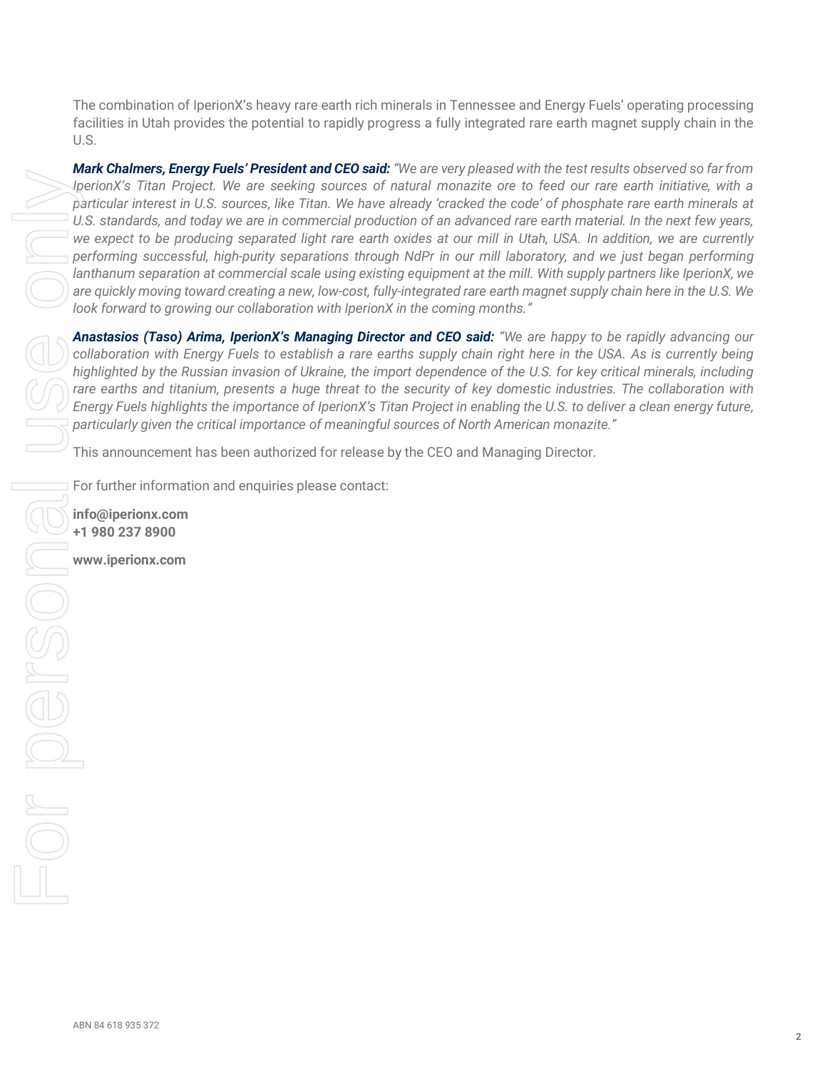The combination of IperionX's heavy rare earth rich minerals in Tennessee and Energy Fuels' operating processing facilities in Utah provides the potential to rapidly progress a fully integrated rare earth magnet supply chain in the U.S.

***Mark Chalmers, Energy Fuels' President and CEO said:*** *"We are very pleased with the test results observed so far from IperionX's Titan Project. We are seeking sources of natural monazite ore to feed our rare earth initiative, with a particular interest in U.S. sources, like Titan. We have already 'cracked the code' of phosphate rare earth minerals at U.S. standards, and today we are in commercial production of an advanced rare earth material. In the next few years, we expect to be producing separated light rare earth oxides at our mill in Utah, USA. In addition, we are currently performing successful, high-purity separations through NdPr in our mill laboratory, and we just began performing lanthanum separation at commercial scale using existing equipment at the mill. With supply partners like IperionX, we are quickly moving toward creating a new, low-cost, fully-integrated rare earth magnet supply chain here in the U.S. We look forward to growing our collaboration with IperionX in the coming months."*

***Anastasios (Taso) Arima, IperionX's Managing Director and CEO said:*** *"We are happy to be rapidly advancing our collaboration with Energy Fuels to establish a rare earths supply chain right here in the USA. As is currently being highlighted by the Russian invasion of Ukraine, the import dependence of the U.S. for key critical minerals, including rare earths and titanium, presents a huge threat to the security of key domestic industries. The collaboration with Energy Fuels highlights the importance of IperionX's Titan Project in enabling the U.S. to deliver a clean energy future, particularly given the critical importance of meaningful sources of North American monazite."*

This announcement has been authorized for release by the CEO and Managing Director.

For further information and enquiries please contact:

**info@iperionx.com**
**+1 980 237 8900**

**www.iperionx.com**

ABN 84 618 935 372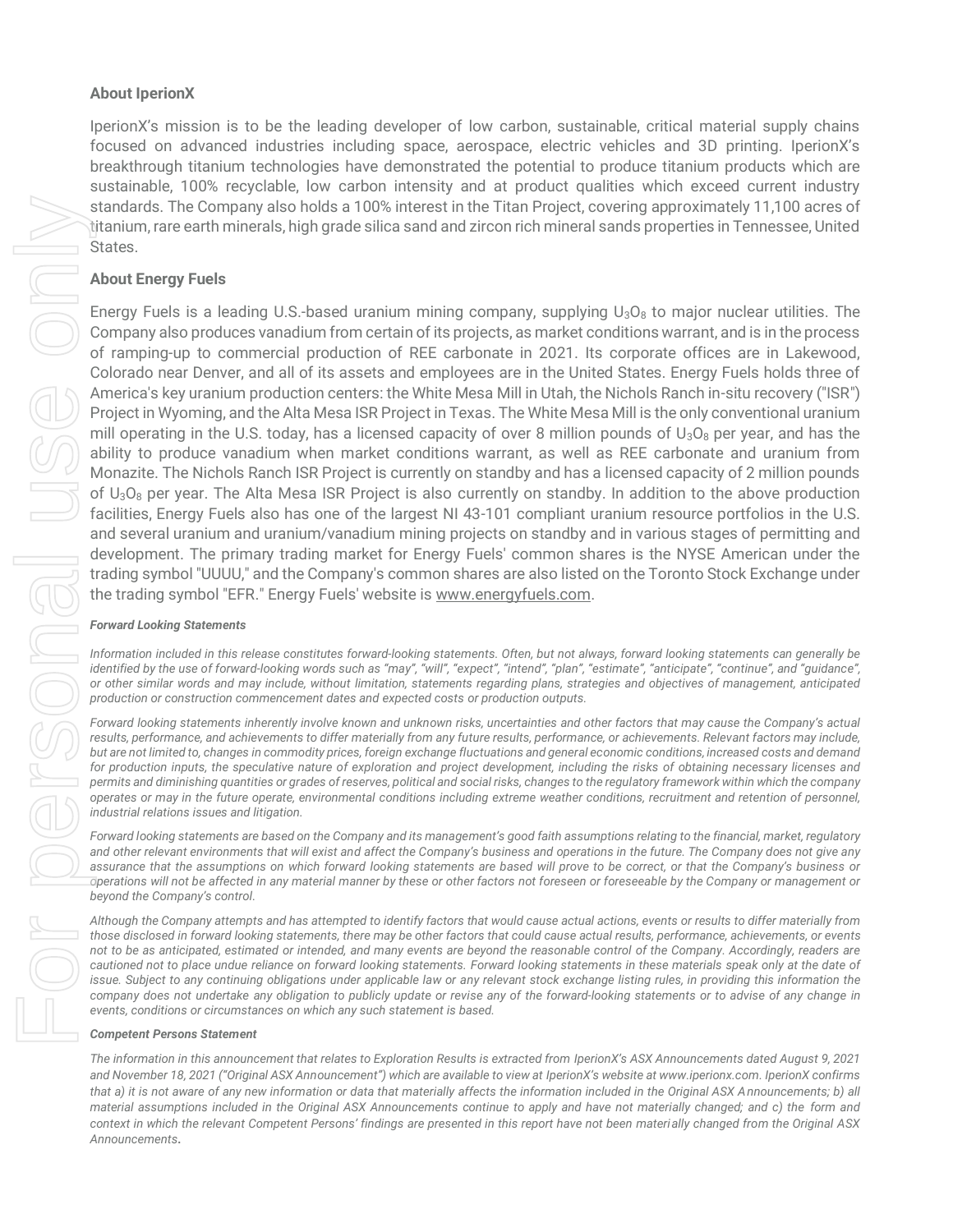### About IperionX

IperionX's mission is to be the leading developer of low carbon, sustainable, critical material supply chains focused on advanced industries including space, aerospace, electric vehicles and 3D printing. IperionX's breakthrough titanium technologies have demonstrated the potential to produce titanium products which are sustainable, 100% recyclable, low carbon intensity and at product qualities which exceed current industry standards. The Company also holds a 100% interest in the Titan Project, covering approximately 11,100 acres of titanium, rare earth minerals, high grade silica sand and zircon rich mineral sands properties in Tennessee, United States.

### About Energy Fuels

Energy Fuels is a leading U.S.-based uranium mining company, supplying $U_3O_8$ to major nuclear utilities. The Company also produces vanadium from certain of its projects, as market conditions warrant, and is in the process of ramping-up to commercial production of REE carbonate in 2021. Its corporate offices are in Lakewood, Colorado near Denver, and all of its assets and employees are in the United States. Energy Fuels holds three of America's key uranium production centers: the White Mesa Mill in Utah, the Nichols Ranch in-situ recovery ("ISR") Project in Wyoming, and the Alta Mesa ISR Project in Texas. The White Mesa Mill is the only conventional uranium mill operating in the U.S. today, has a licensed capacity of over 8 million pounds of $U_3O_8$ per year, and has the ability to produce vanadium when market conditions warrant, as well as REE carbonate and uranium from Monazite. The Nichols Ranch ISR Project is currently on standby and has a licensed capacity of 2 million pounds of $U_3O_8$ per year. The Alta Mesa ISR Project is also currently on standby. In addition to the above production facilities, Energy Fuels also has one of the largest NI 43-101 compliant uranium resource portfolios in the U.S. and several uranium and uranium/vanadium mining projects on standby and in various stages of permitting and development. The primary trading market for Energy Fuels' common shares is the NYSE American under the trading symbol "UUUU," and the Company's common shares are also listed on the Toronto Stock Exchange under the trading symbol "EFR." Energy Fuels' website is www.energyfuels.com.

***Forward Looking Statements***

*Information included in this release constitutes forward-looking statements. Often, but not always, forward looking statements can generally be identified by the use of forward-looking words such as "may", "will", "expect", "intend", "plan", "estimate", "anticipate", "continue", and "guidance", or other similar words and may include, without limitation, statements regarding plans, strategies and objectives of management, anticipated production or construction commencement dates and expected costs or production outputs.*

*Forward looking statements inherently involve known and unknown risks, uncertainties and other factors that may cause the Company's actual results, performance, and achievements to differ materially from any future results, performance, or achievements. Relevant factors may include, but are not limited to, changes in commodity prices, foreign exchange fluctuations and general economic conditions, increased costs and demand for production inputs, the speculative nature of exploration and project development, including the risks of obtaining necessary licenses and permits and diminishing quantities or grades of reserves, political and social risks, changes to the regulatory framework within which the company operates or may in the future operate, environmental conditions including extreme weather conditions, recruitment and retention of personnel, industrial relations issues and litigation.*

*Forward looking statements are based on the Company and its management's good faith assumptions relating to the financial, market, regulatory and other relevant environments that will exist and affect the Company's business and operations in the future. The Company does not give any assurance that the assumptions on which forward looking statements are based will prove to be correct, or that the Company's business or operations will not be affected in any material manner by these or other factors not foreseen or foreseeable by the Company or management or beyond the Company's control.*

*Although the Company attempts and has attempted to identify factors that would cause actual actions, events or results to differ materially from those disclosed in forward looking statements, there may be other factors that could cause actual results, performance, achievements, or events not to be as anticipated, estimated or intended, and many events are beyond the reasonable control of the Company. Accordingly, readers are cautioned not to place undue reliance on forward looking statements. Forward looking statements in these materials speak only at the date of issue. Subject to any continuing obligations under applicable law or any relevant stock exchange listing rules, in providing this information the company does not undertake any obligation to publicly update or revise any of the forward-looking statements or to advise of any change in events, conditions or circumstances on which any such statement is based.*

***Competent Persons Statement***

*The information in this announcement that relates to Exploration Results is extracted from IperionX's ASX Announcements dated August 9, 2021 and November 18, 2021 ("Original ASX Announcement") which are available to view at IperionX's website at www.iperionx.com. IperionX confirms that a) it is not aware of any new information or data that materially affects the information included in the Original ASX Announcements; b) all material assumptions included in the Original ASX Announcements continue to apply and have not materially changed; and c) the form and context in which the relevant Competent Persons' findings are presented in this report have not been materially changed from the Original ASX Announcements.*